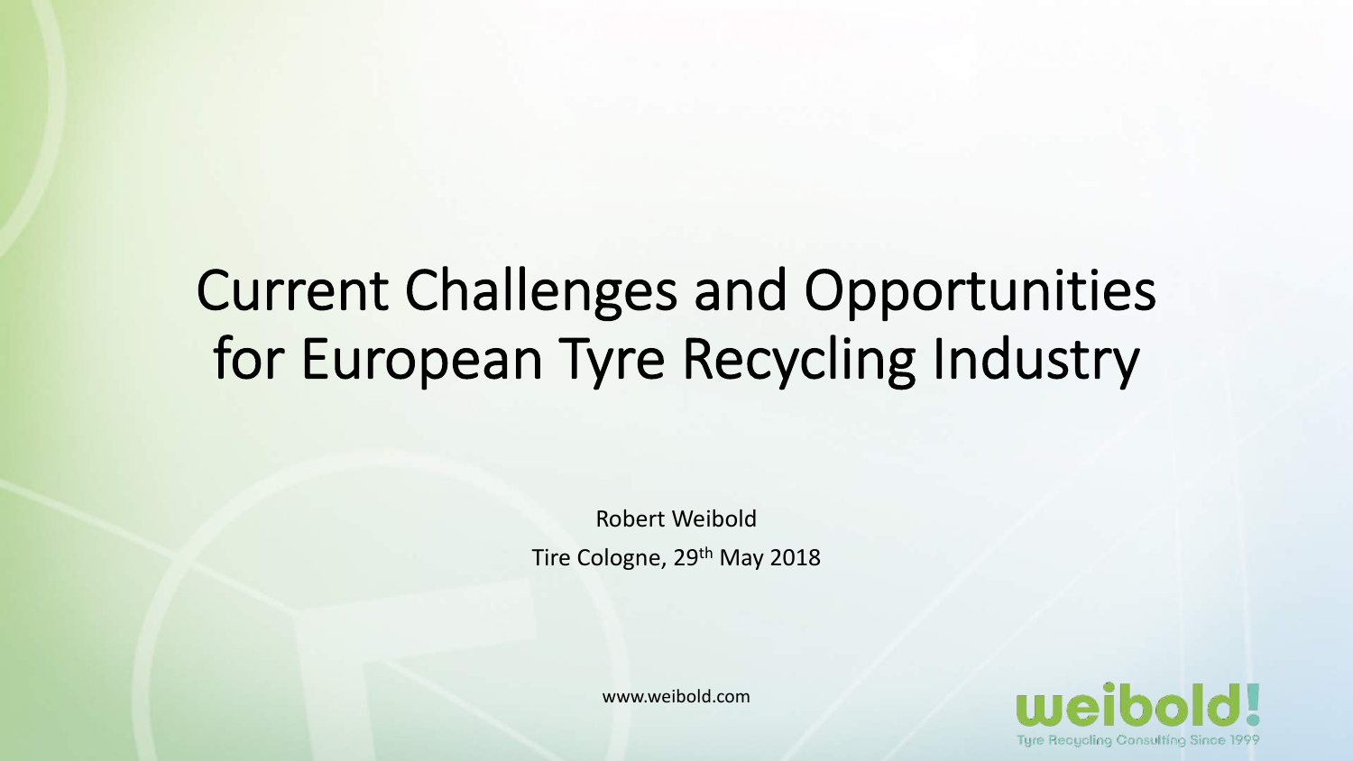# Current Challenges and Opportunities for European Tyre Recycling Industry

Robert Weibold

Tire Cologne, 29th May 2018

www.weibold.com

weibold!

Tyre Recycling Consulting Since 1999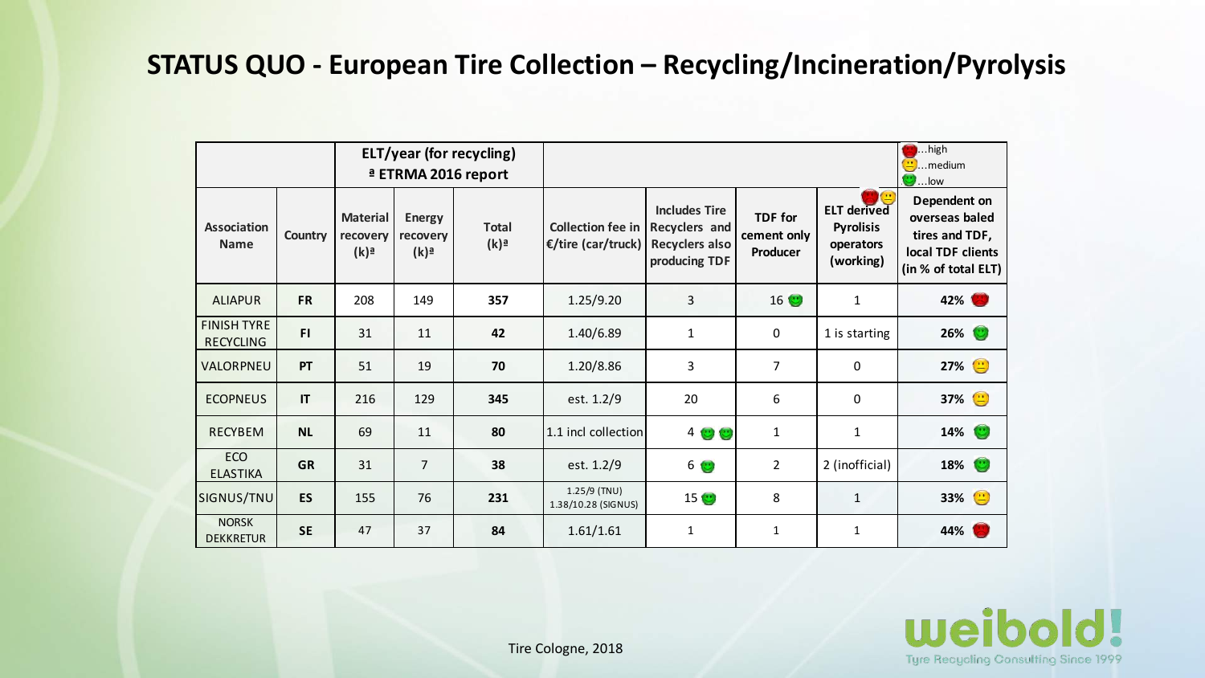# STATUS QUO - European Tire Collection – Recycling/Incineration/Pyrolysis

| | | ELT/year (for recycling) ª ETRMA 2016 report | | | | | | | ...high ...medium ...low |
|---|---|---|---|---|---|---|---|---|---|
| Association Name | Country | Material recovery (k)ª | Energy recovery (k)ª | Total (k)ª | Collection fee in €/tire (car/truck) | Includes Tire Recyclers and Recyclers also producing TDF | TDF for cement only Producer | ELT derived Pyrolysis operators (working) | Dependent on overseas baled tires and TDF, local TDF clients (in % of total ELT) |
| ALIAPUR | **FR** | 208 | 149 | **357** | 1.25/9.20 | 3 | 16 | 1 | **42%** |
| FINISH TYRE RECYCLING | **FI** | 31 | 11 | **42** | 1.40/6.89 | 1 | 0 | 1 is starting | **26%** |
| VALORPNEU | **PT** | 51 | 19 | **70** | 1.20/8.86 | 3 | 7 | 0 | **27%** |
| ECOPNEUS | **IT** | 216 | 129 | **345** | est. 1.2/9 | 20 | 6 | 0 | **37%** |
| RECYBEM | **NL** | 69 | 11 | **80** | 1.1 incl collection | 4 | 1 | 1 | **14%** |
| ECO ELASTIKA | **GR** | 31 | 7 | **38** | est. 1.2/9 | 6 | 2 | 2 (inofficial) | **18%** |
| SIGNUS/TNU | **ES** | 155 | 76 | **231** | 1.25/9 (TNU) 1.38/10.28 (SIGNUS) | 15 | 8 | 1 | **33%** |
| NORSK DEKKRETUR | **SE** | 47 | 37 | **84** | 1.61/1.61 | 1 | 1 | 1 | **44%** |

Tire Cologne, 2018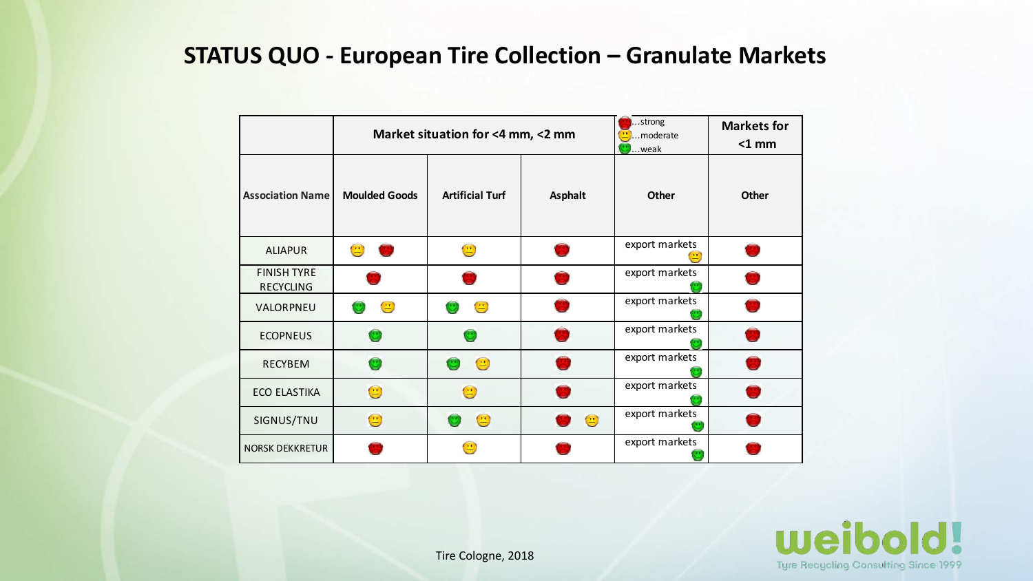# STATUS QUO - European Tire Collection – Granulate Markets

| | Market situation for <4 mm, <2 mm | | | (red) ...strong / (yellow) ...moderate / (green) ...weak | Markets for <1 mm |
|---|---|---|---|---|---|
| **Association Name** | **Moulded Goods** | **Artificial Turf** | **Asphalt** | **Other** | **Other** |
| ALIAPUR | moderate, strong | moderate | strong | export markets moderate | strong |
| FINISH TYRE RECYCLING | strong | strong | strong | export markets weak | strong |
| VALORPNEU | weak, moderate | weak, moderate | strong | export markets weak | strong |
| ECOPNEUS | weak | weak | strong | export markets weak | strong |
| RECYBEM | weak | weak, moderate | strong | export markets weak | strong |
| ECO ELASTIKA | moderate | moderate | strong | export markets weak | strong |
| SIGNUS/TNU | moderate | weak, moderate | strong, moderate | export markets weak | strong |
| NORSK DEKKRETUR | strong | moderate | strong | export markets weak | strong |

Tire Cologne, 2018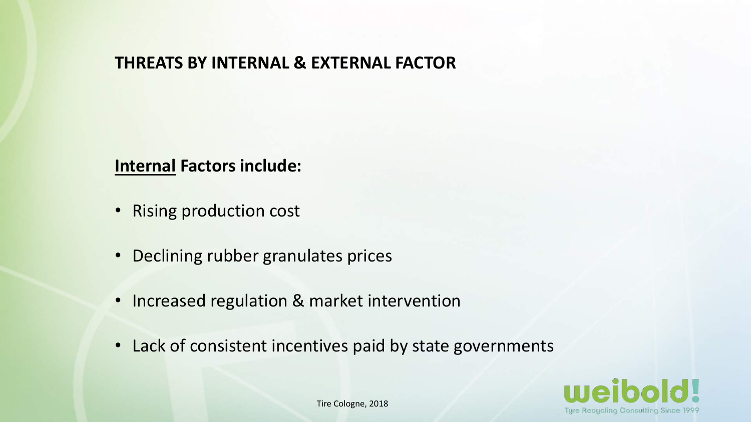## THREATS BY INTERNAL & EXTERNAL FACTOR

**Internal Factors include:**

- Rising production cost
- Declining rubber granulates prices
- Increased regulation & market intervention
- Lack of consistent incentives paid by state governments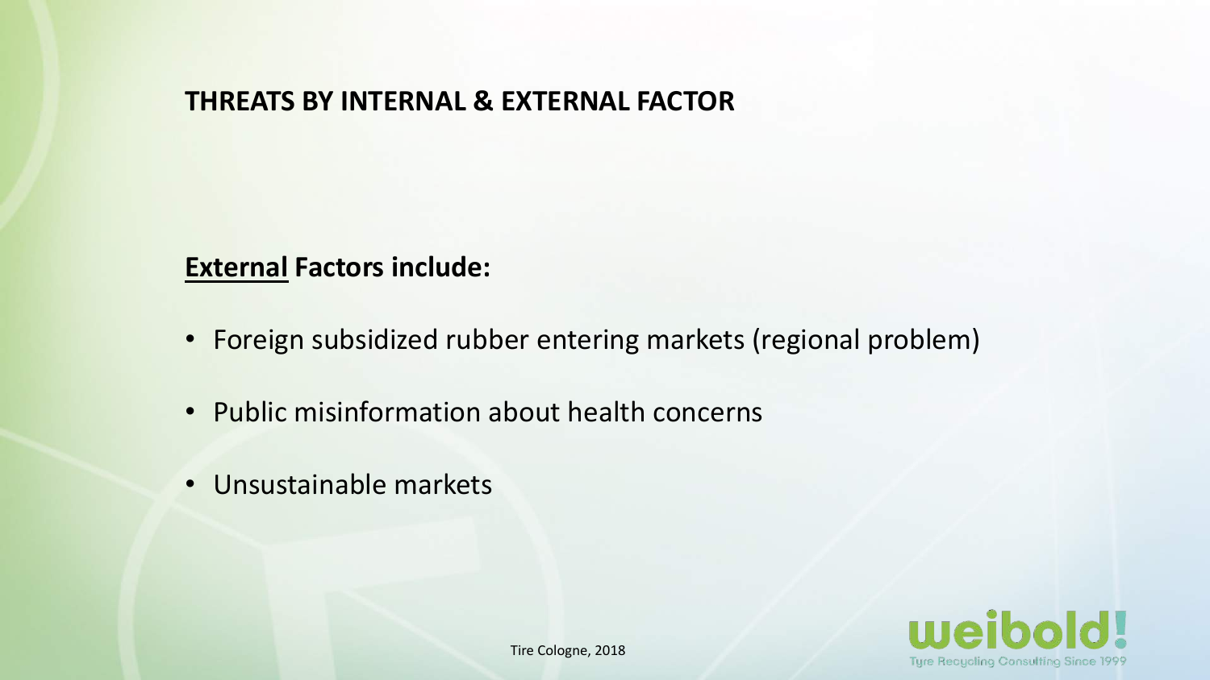## THREATS BY INTERNAL & EXTERNAL FACTOR

**External Factors include:**

- Foreign subsidized rubber entering markets (regional problem)
- Public misinformation about health concerns
- Unsustainable markets

Tire Cologne, 2018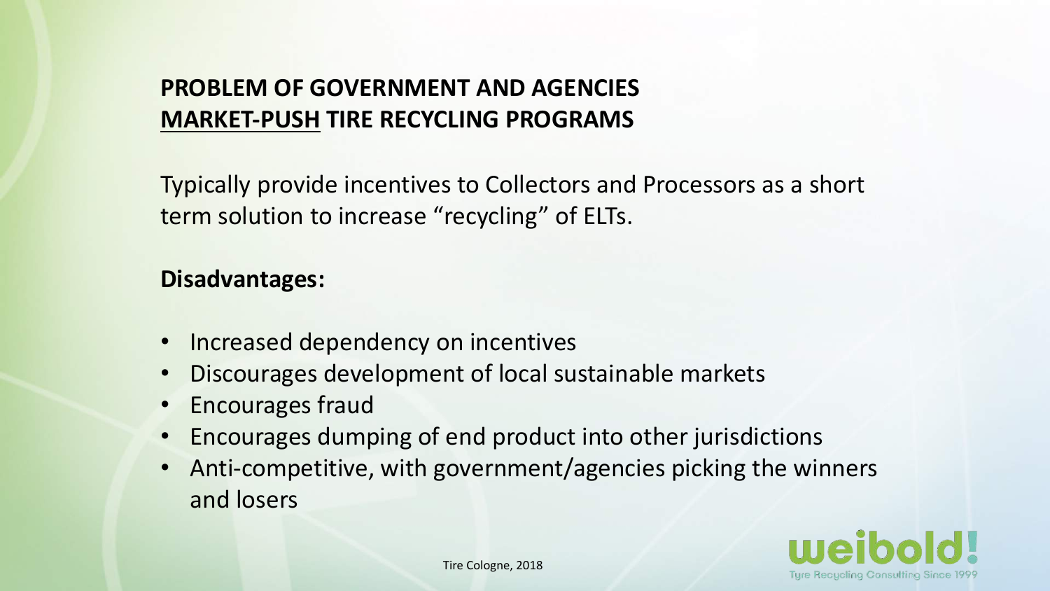## PROBLEM OF GOVERNMENT AND AGENCIES <u>MARKET-PUSH</u> TIRE RECYCLING PROGRAMS

Typically provide incentives to Collectors and Processors as a short term solution to increase "recycling" of ELTs.

**Disadvantages:**

- Increased dependency on incentives
- Discourages development of local sustainable markets
- Encourages fraud
- Encourages dumping of end product into other jurisdictions
- Anti-competitive, with government/agencies picking the winners and losers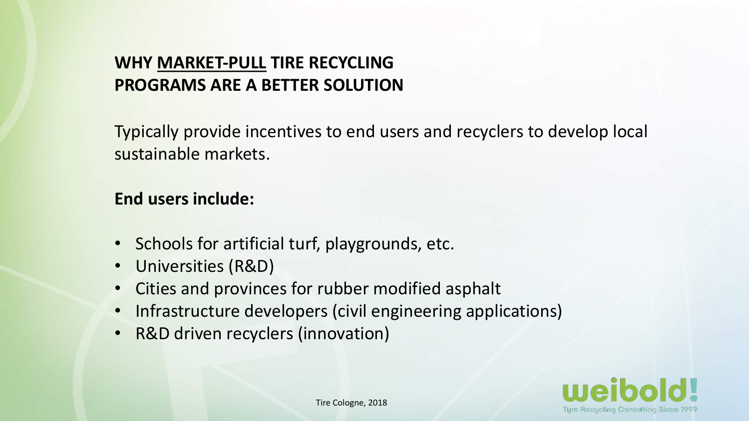## WHY <u>MARKET-PULL</u> TIRE RECYCLING PROGRAMS ARE A BETTER SOLUTION

Typically provide incentives to end users and recyclers to develop local sustainable markets.

**End users include:**

- Schools for artificial turf, playgrounds, etc.
- Universities (R&D)
- Cities and provinces for rubber modified asphalt
- Infrastructure developers (civil engineering applications)
- R&D driven recyclers (innovation)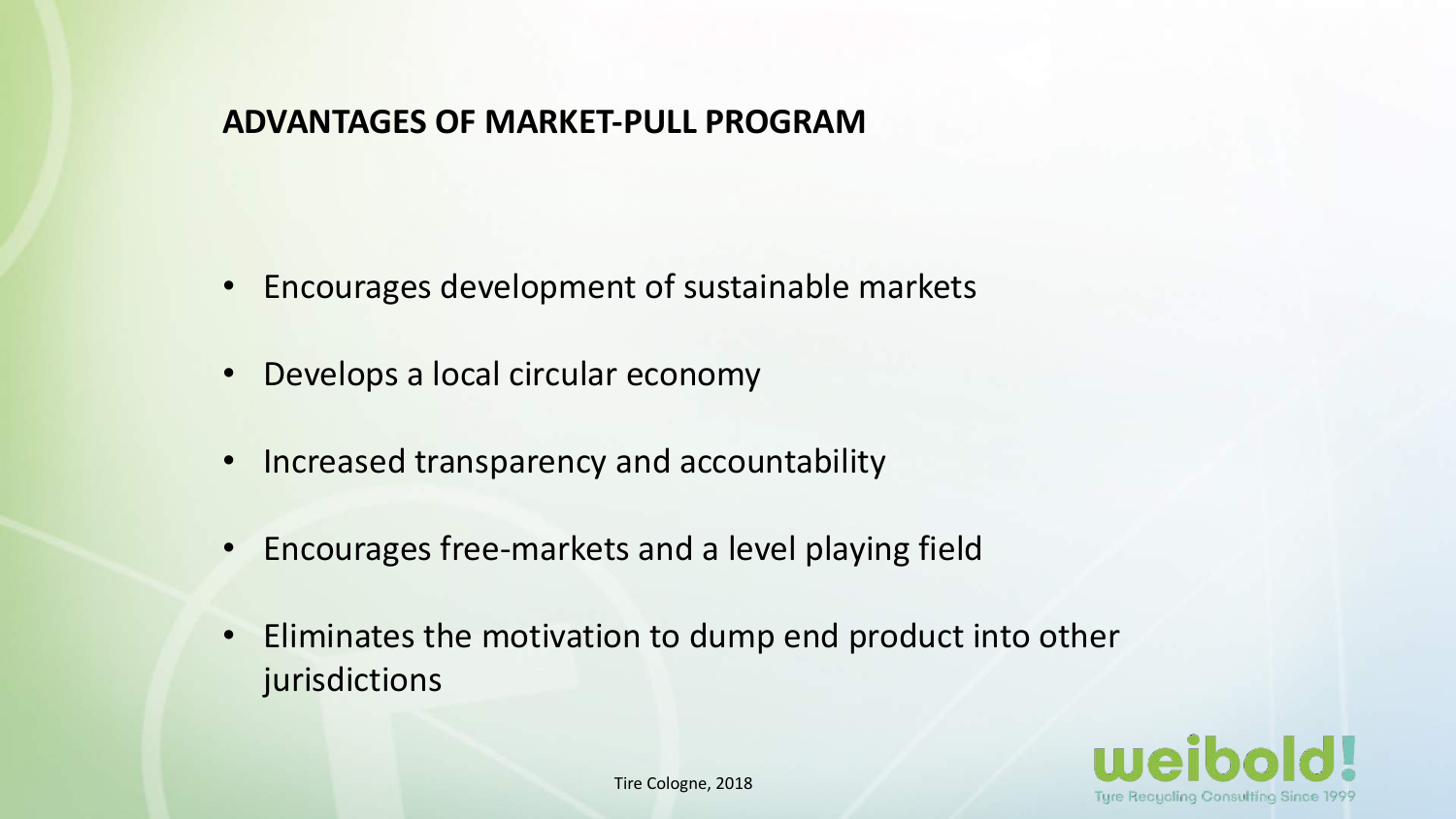## ADVANTAGES OF MARKET-PULL PROGRAM

- Encourages development of sustainable markets
- Develops a local circular economy
- Increased transparency and accountability
- Encourages free-markets and a level playing field
- Eliminates the motivation to dump end product into other jurisdictions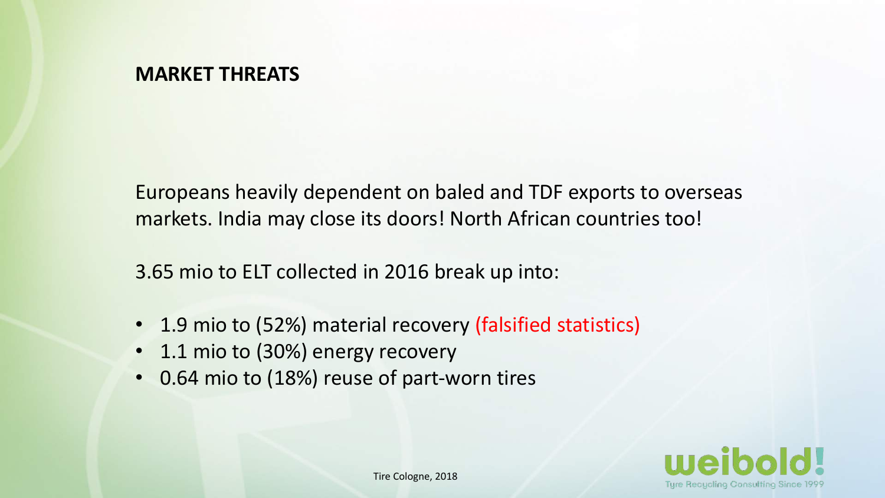## MARKET THREATS

Europeans heavily dependent on baled and TDF exports to overseas markets. India may close its doors! North African countries too!

3.65 mio to ELT collected in 2016 break up into:

- 1.9 mio to (52%) material recovery (falsified statistics)
- 1.1 mio to (30%) energy recovery
- 0.64 mio to (18%) reuse of part-worn tires

Tire Cologne, 2018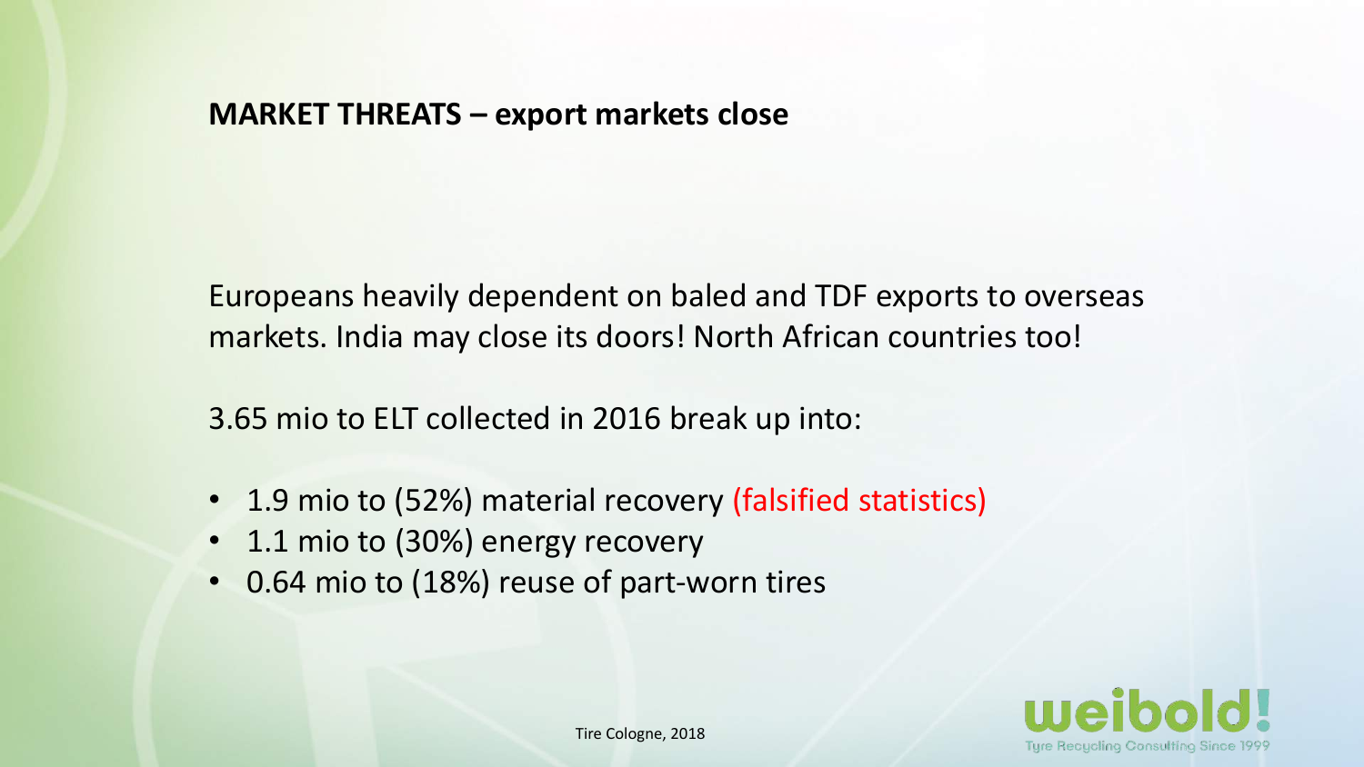## MARKET THREATS – export markets close

Europeans heavily dependent on baled and TDF exports to overseas markets. India may close its doors! North African countries too!

3.65 mio to ELT collected in 2016 break up into:

- 1.9 mio to (52%) material recovery (falsified statistics)
- 1.1 mio to (30%) energy recovery
- 0.64 mio to (18%) reuse of part-worn tires

Tire Cologne, 2018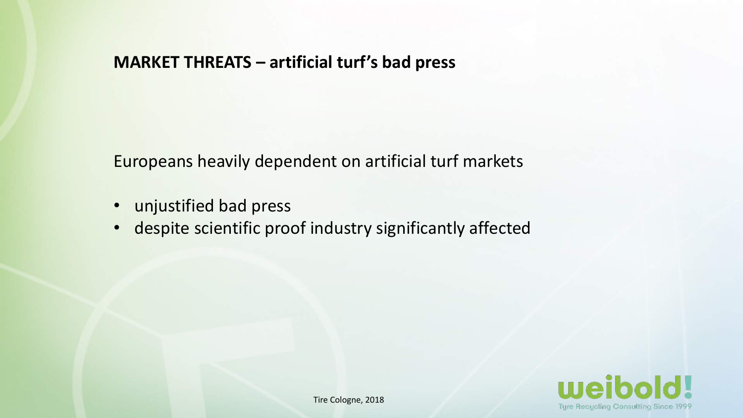## MARKET THREATS – artificial turf's bad press

Europeans heavily dependent on artificial turf markets

- unjustified bad press
- despite scientific proof industry significantly affected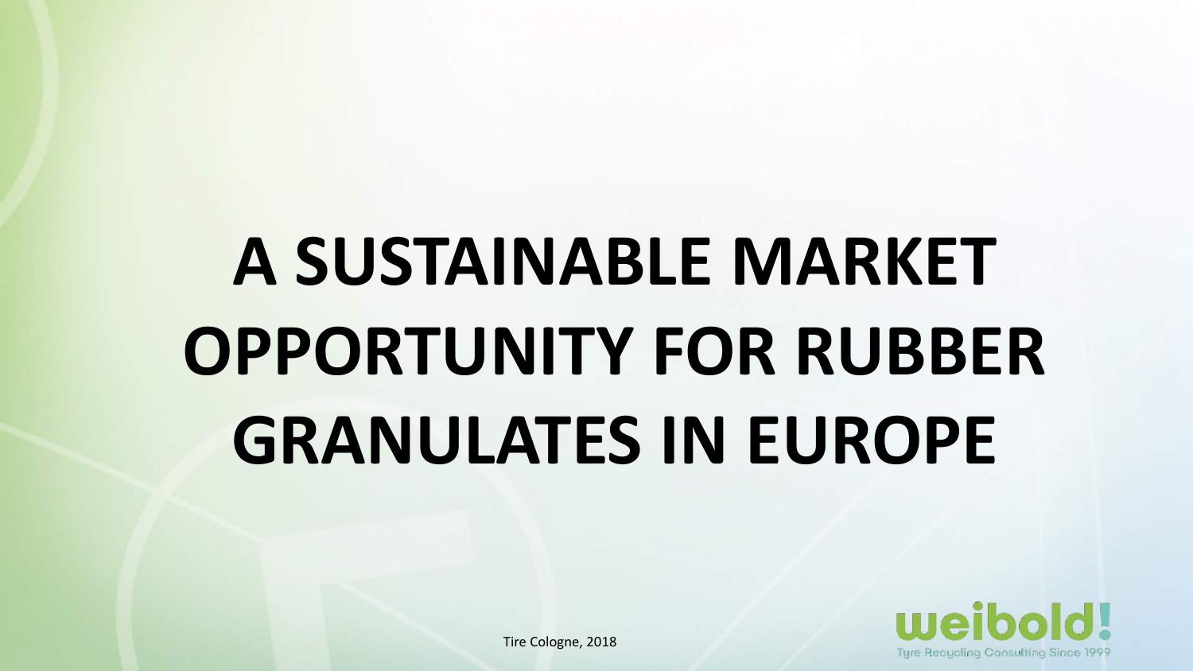# A SUSTAINABLE MARKET OPPORTUNITY FOR RUBBER GRANULATES IN EUROPE

Tire Cologne, 2018

weibold!
Tyre Recycling Consulting Since 1999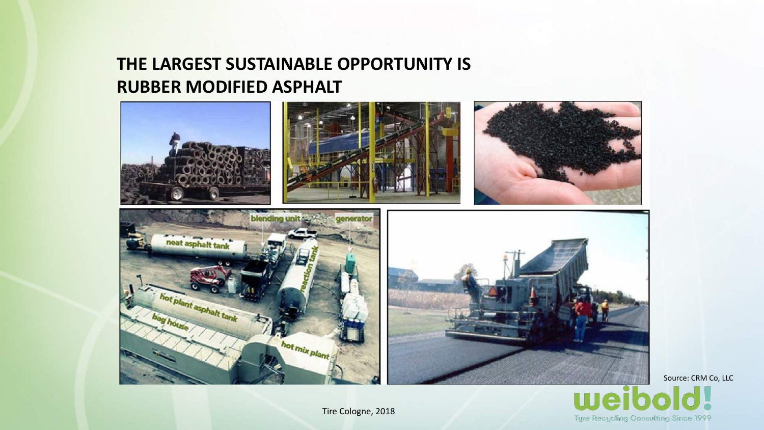## THE LARGEST SUSTAINABLE OPPORTUNITY IS RUBBER MODIFIED ASPHALT

Source: CRM Co, LLC

Tire Cologne, 2018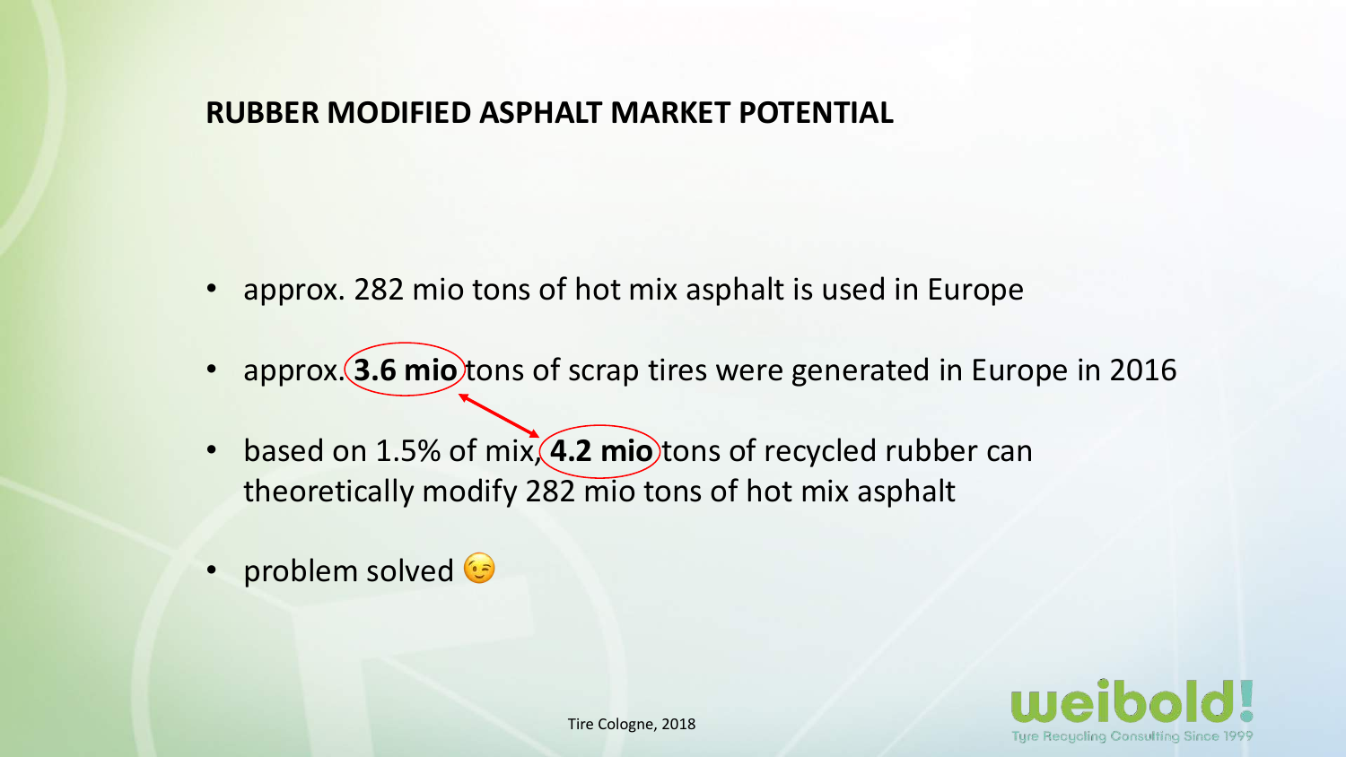## RUBBER MODIFIED ASPHALT MARKET POTENTIAL

- approx. 282 mio tons of hot mix asphalt is used in Europe
- approx. **3.6 mio** tons of scrap tires were generated in Europe in 2016
- based on 1.5% of mix, **4.2 mio** tons of recycled rubber can theoretically modify 282 mio tons of hot mix asphalt
- problem solved 😉

Tire Cologne, 2018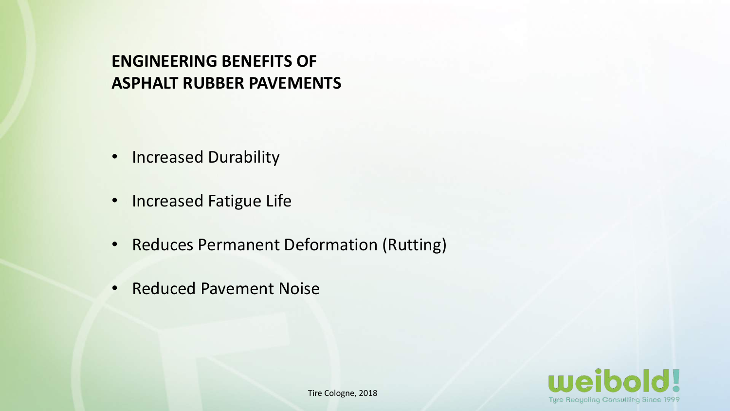## ENGINEERING BENEFITS OF ASPHALT RUBBER PAVEMENTS

- Increased Durability
- Increased Fatigue Life
- Reduces Permanent Deformation (Rutting)
- Reduced Pavement Noise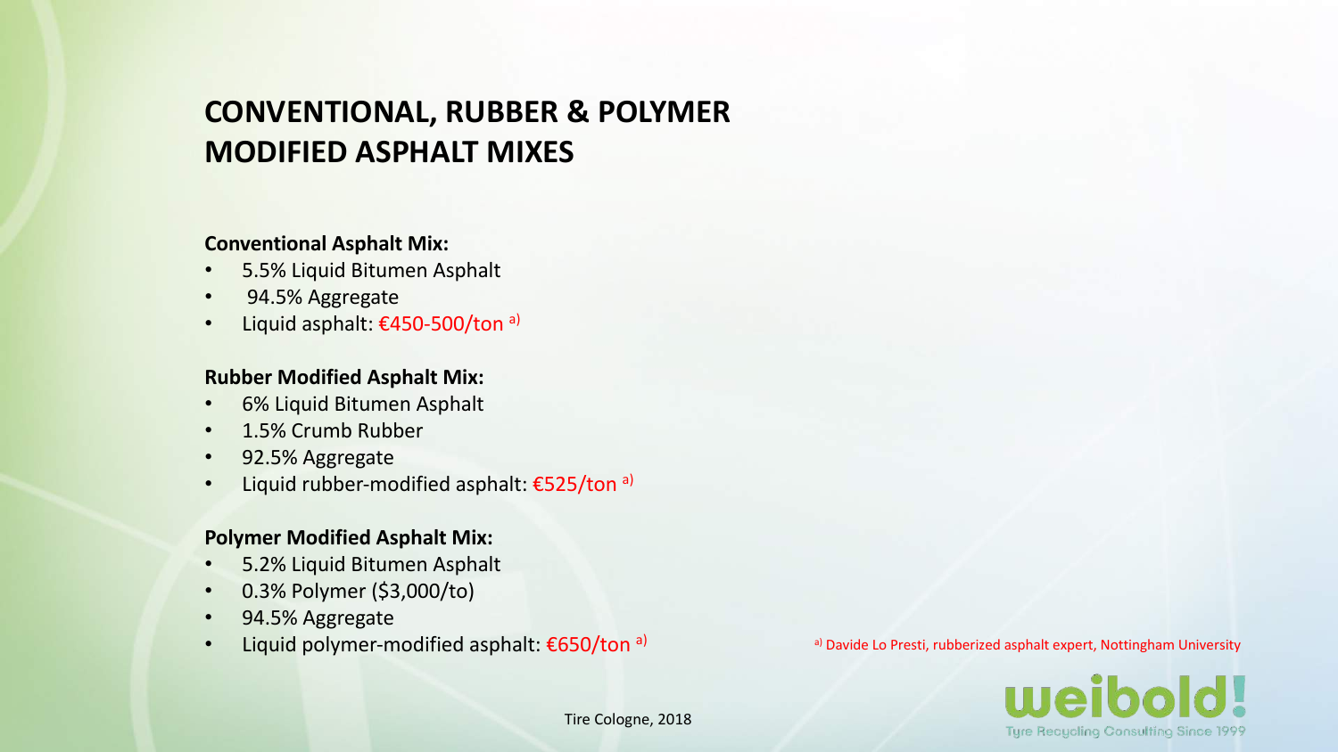# CONVENTIONAL, RUBBER & POLYMER MODIFIED ASPHALT MIXES

**Conventional Asphalt Mix:**

- 5.5% Liquid Bitumen Asphalt
- 94.5% Aggregate
- Liquid asphalt: €450-500/ton [a)]

**Rubber Modified Asphalt Mix:**

- 6% Liquid Bitumen Asphalt
- 1.5% Crumb Rubber
- 92.5% Aggregate
- Liquid rubber-modified asphalt: €525/ton [a)]

**Polymer Modified Asphalt Mix:**

- 5.2% Liquid Bitumen Asphalt
- 0.3% Polymer ($3,000/to)
- 94.5% Aggregate
- Liquid polymer-modified asphalt: €650/ton [a)]

[a)] Davide Lo Presti, rubberized asphalt expert, Nottingham University

Tire Cologne, 2018

weibold! Tyre Recycling Consulting Since 1999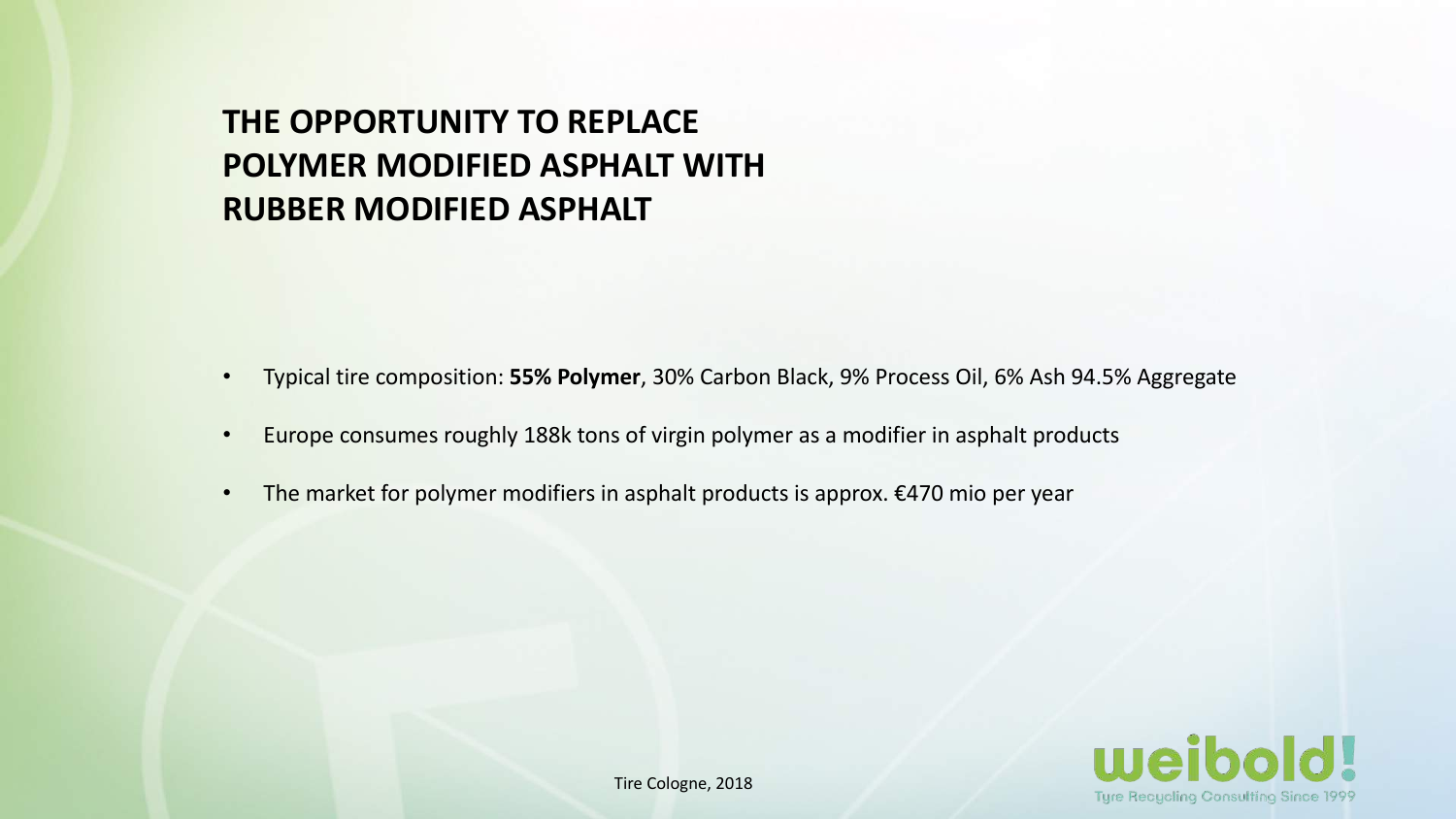# THE OPPORTUNITY TO REPLACE POLYMER MODIFIED ASPHALT WITH RUBBER MODIFIED ASPHALT

- Typical tire composition: **55% Polymer**, 30% Carbon Black, 9% Process Oil, 6% Ash 94.5% Aggregate
- Europe consumes roughly 188k tons of virgin polymer as a modifier in asphalt products
- The market for polymer modifiers in asphalt products is approx. €470 mio per year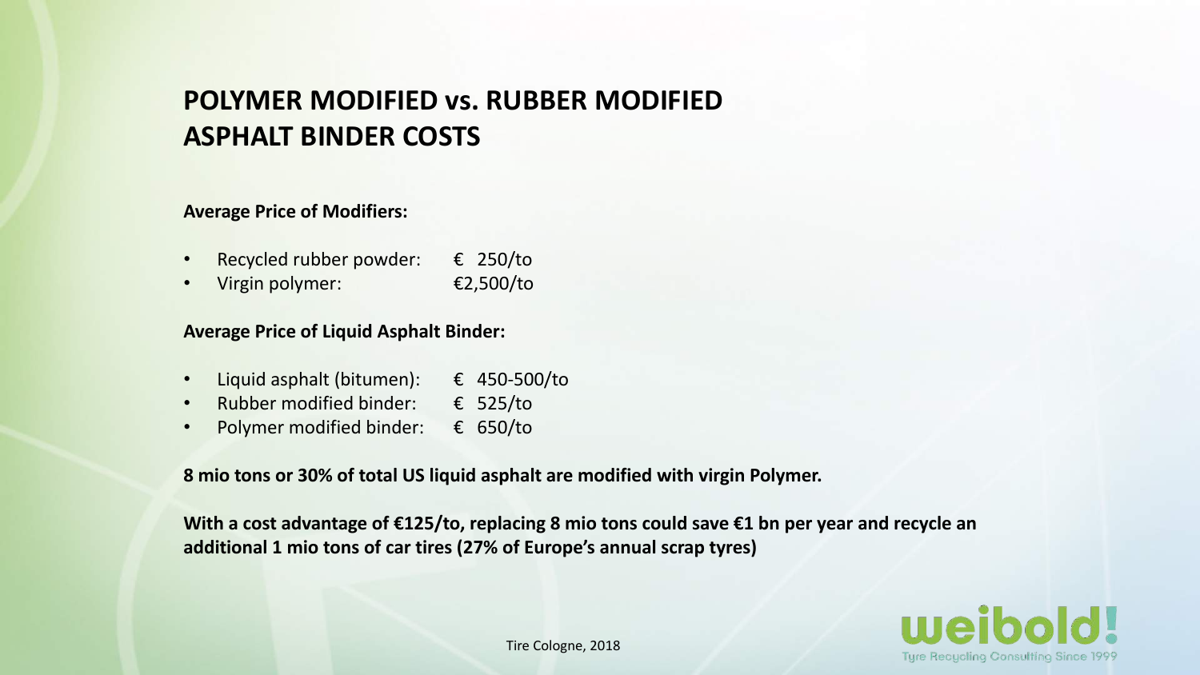# POLYMER MODIFIED vs. RUBBER MODIFIED ASPHALT BINDER COSTS

**Average Price of Modifiers:**

- Recycled rubber powder: € 250/to
- Virgin polymer: €2,500/to

**Average Price of Liquid Asphalt Binder:**

- Liquid asphalt (bitumen): € 450-500/to
- Rubber modified binder: € 525/to
- Polymer modified binder: € 650/to

**8 mio tons or 30% of total US liquid asphalt are modified with virgin Polymer.**

**With a cost advantage of €125/to, replacing 8 mio tons could save €1 bn per year and recycle an additional 1 mio tons of car tires (27% of Europe's annual scrap tyres)**

Tire Cologne, 2018

weibold! Tyre Recycling Consulting Since 1999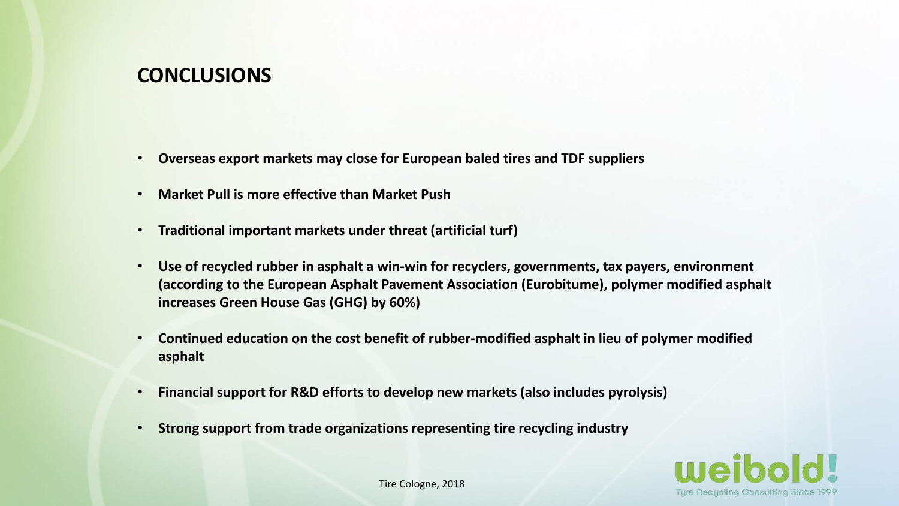## CONCLUSIONS

- **Overseas export markets may close for European baled tires and TDF suppliers**
- **Market Pull is more effective than Market Push**
- **Traditional important markets under threat (artificial turf)**
- **Use of recycled rubber in asphalt a win-win for recyclers, governments, tax payers, environment (according to the European Asphalt Pavement Association (Eurobitume), polymer modified asphalt increases Green House Gas (GHG) by 60%)**
- **Continued education on the cost benefit of rubber-modified asphalt in lieu of polymer modified asphalt**
- **Financial support for R&D efforts to develop new markets (also includes pyrolysis)**
- **Strong support from trade organizations representing tire recycling industry**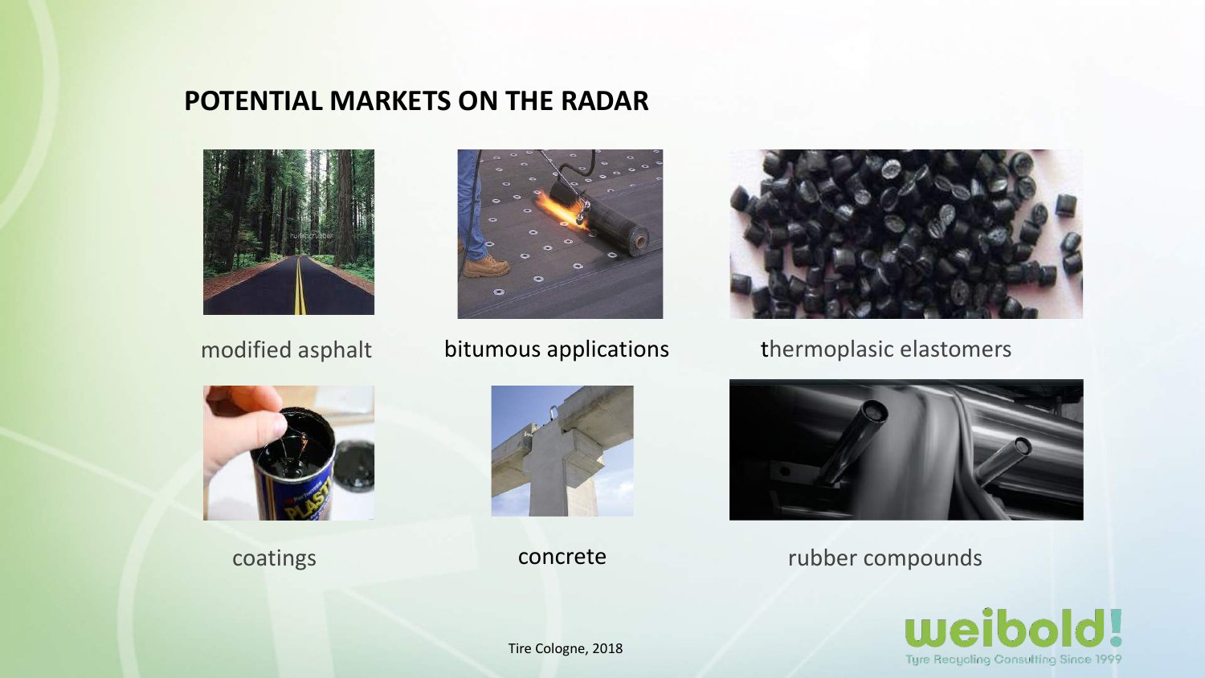## POTENTIAL MARKETS ON THE RADAR

modified asphalt

bitumous applications

thermoplasic elastomers

coatings

concrete

rubber compounds

Tire Cologne, 2018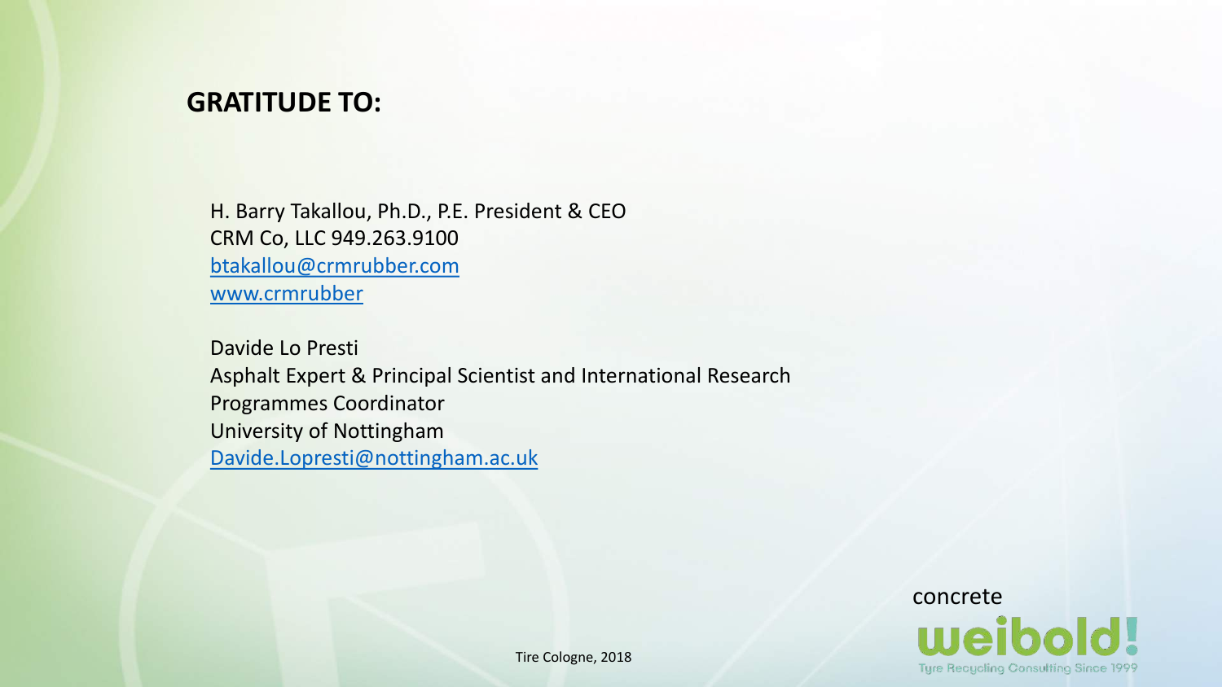## GRATITUDE TO:

H. Barry Takallou, Ph.D., P.E. President & CEO
CRM Co, LLC 949.263.9100
btakallou@crmrubber.com
www.crmrubber

Davide Lo Presti
Asphalt Expert & Principal Scientist and International Research Programmes Coordinator
University of Nottingham
Davide.Lopresti@nottingham.ac.uk

concrete
weibold!
Tyre Recycling Consulting Since 1999

Tire Cologne, 2018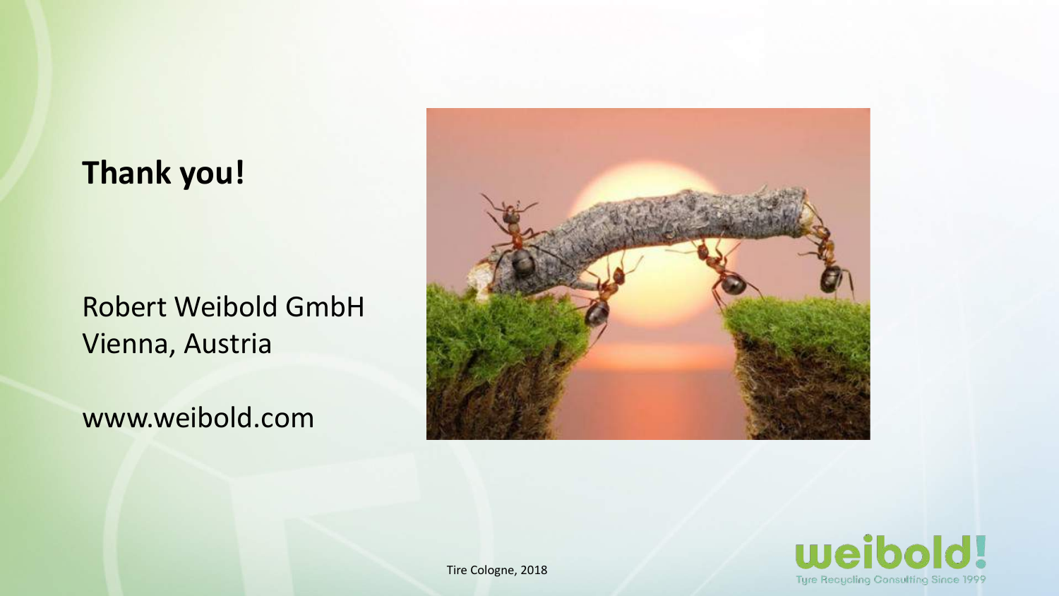# Thank you!

Robert Weibold GmbH
Vienna, Austria

www.weibold.com

Tire Cologne, 2018